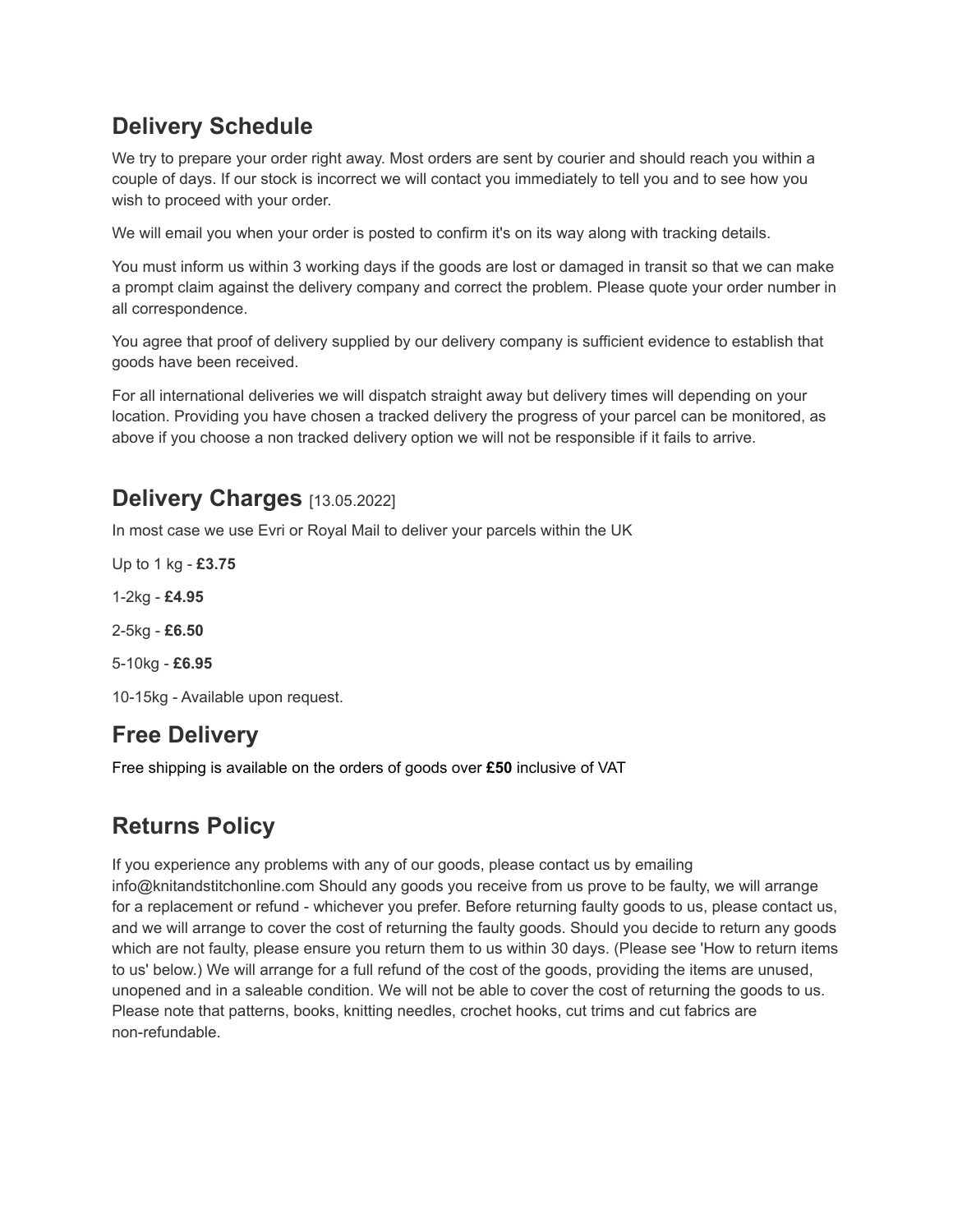## Delivery Schedule

We try to prepare your order right away. Most orders are sent by courier and should reach you within a couple of days. If our stock is incorrect we will contact you immediately to tell you and to see how you wish to proceed with your order.

We will email you when your order is posted to confirm it's on its way along with tracking details.

You must inform us within 3 working days if the goods are lost or damaged in transit so that we can make a prompt claim against the delivery company and correct the problem. Please quote your order number in all correspondence.

You agree that proof of delivery supplied by our delivery company is sufficient evidence to establish that goods have been received.

For all international deliveries we will dispatch straight away but delivery times will depending on your location. Providing you have chosen a tracked delivery the progress of your parcel can be monitored, as above if you choose a non tracked delivery option we will not be responsible if it fails to arrive.

## Delivery Charges [13.05.2022]

In most case we use Evri or Royal Mail to deliver your parcels within the UK

Up to 1 kg - **£3.75**

1-2kg - **£4.95**

2-5kg - **£6.50**

5-10kg - **£6.95**

10-15kg - Available upon request.

## Free Delivery

Free shipping is available on the orders of goods over **£50** inclusive of VAT

## Returns Policy

If you experience any problems with any of our goods, please contact us by emailing info@knitandstitchonline.com Should any goods you receive from us prove to be faulty, we will arrange for a replacement or refund - whichever you prefer. Before returning faulty goods to us, please contact us, and we will arrange to cover the cost of returning the faulty goods. Should you decide to return any goods which are not faulty, please ensure you return them to us within 30 days. (Please see 'How to return items to us' below.) We will arrange for a full refund of the cost of the goods, providing the items are unused, unopened and in a saleable condition. We will not be able to cover the cost of returning the goods to us. Please note that patterns, books, knitting needles, crochet hooks, cut trims and cut fabrics are non-refundable.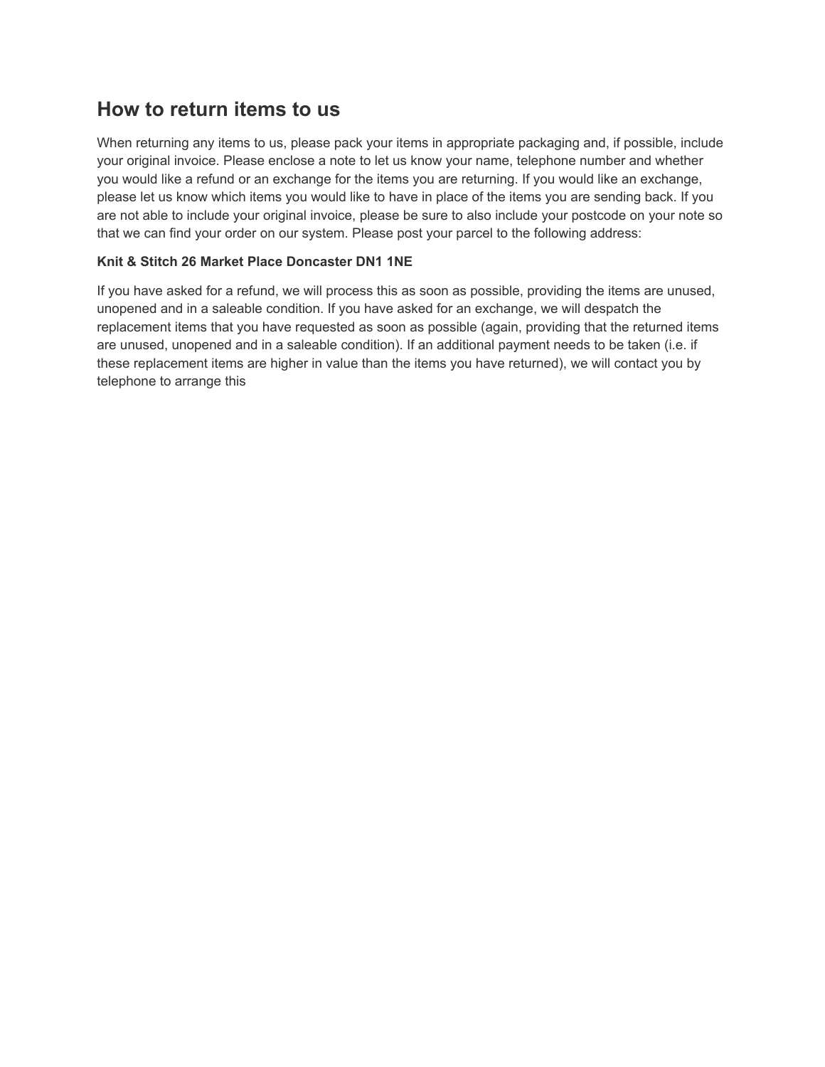## How to return items to us

When returning any items to us, please pack your items in appropriate packaging and, if possible, include your original invoice. Please enclose a note to let us know your name, telephone number and whether you would like a refund or an exchange for the items you are returning. If you would like an exchange, please let us know which items you would like to have in place of the items you are sending back. If you are not able to include your original invoice, please be sure to also include your postcode on your note so that we can find your order on our system. Please post your parcel to the following address:

**Knit & Stitch 26 Market Place Doncaster DN1 1NE**

If you have asked for a refund, we will process this as soon as possible, providing the items are unused, unopened and in a saleable condition. If you have asked for an exchange, we will despatch the replacement items that you have requested as soon as possible (again, providing that the returned items are unused, unopened and in a saleable condition). If an additional payment needs to be taken (i.e. if these replacement items are higher in value than the items you have returned), we will contact you by telephone to arrange this